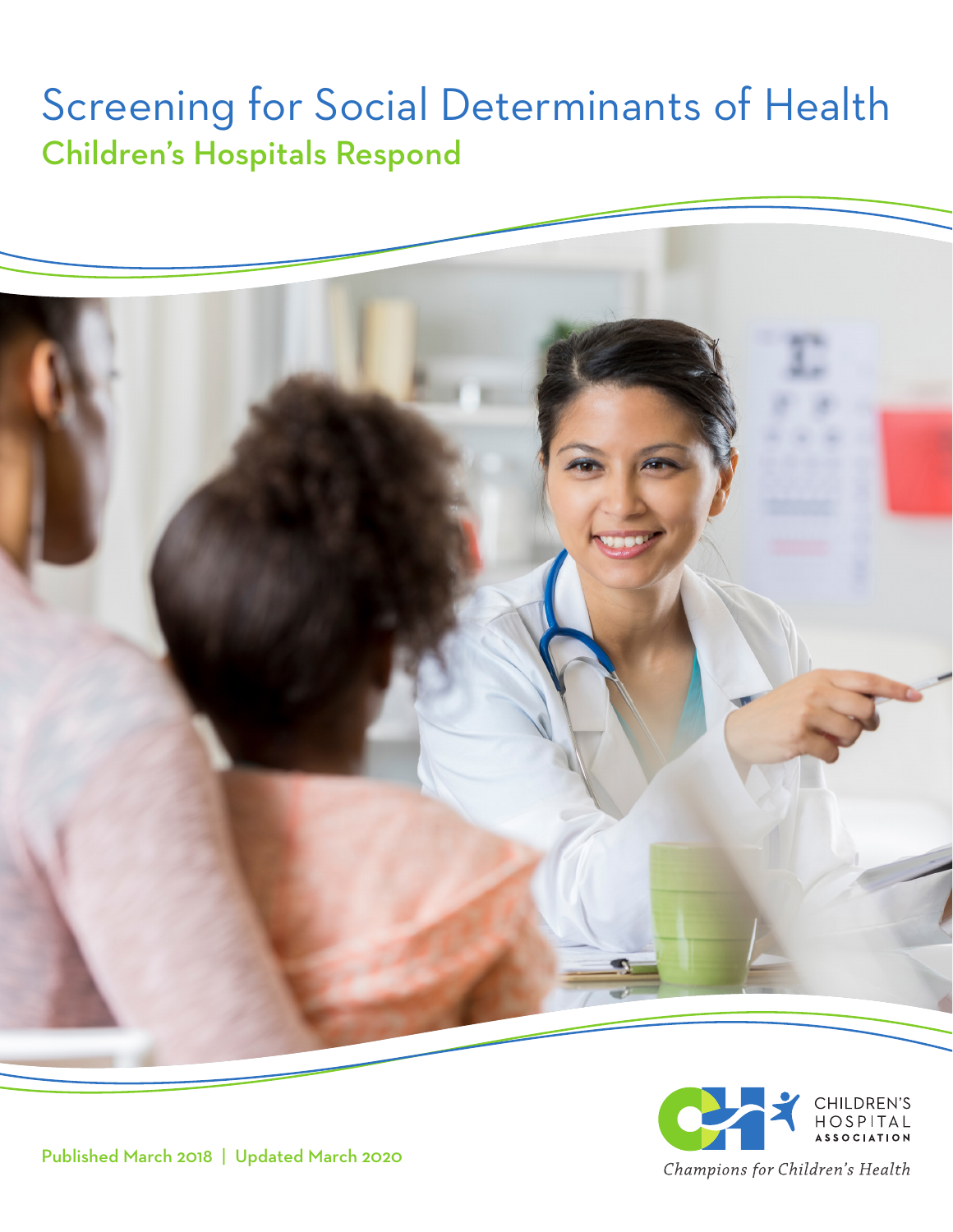# Screening for Social Determinants of Health

## Children's Hospitals Respond

Published March 2018 | Updated March 2020

CHILDREN'S HOSPITAL ASSOCIATION

*Champions for Children's Health*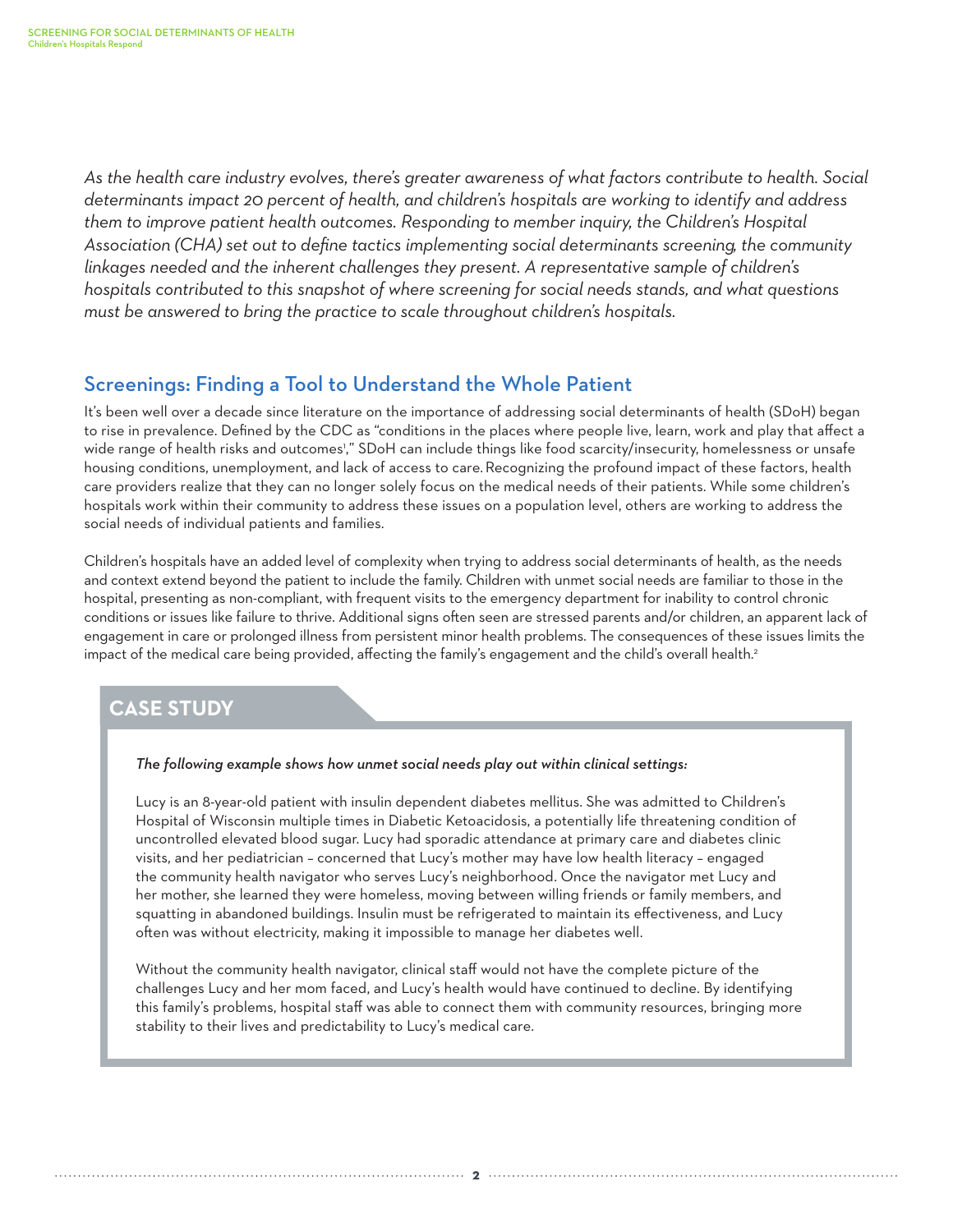*As the health care industry evolves, there's greater awareness of what factors contribute to health. Social determinants impact 20 percent of health, and children's hospitals are working to identify and address them to improve patient health outcomes. Responding to member inquiry, the Children's Hospital Association (CHA) set out to define tactics implementing social determinants screening, the community linkages needed and the inherent challenges they present. A representative sample of children's hospitals contributed to this snapshot of where screening for social needs stands, and what questions must be answered to bring the practice to scale throughout children's hospitals.*

## Screenings: Finding a Tool to Understand the Whole Patient

It's been well over a decade since literature on the importance of addressing social determinants of health (SDoH) began to rise in prevalence. Defined by the CDC as "conditions in the places where people live, learn, work and play that affect a wide range of health risks and outcomes[1]," SDoH can include things like food scarcity/insecurity, homelessness or unsafe housing conditions, unemployment, and lack of access to care. Recognizing the profound impact of these factors, health care providers realize that they can no longer solely focus on the medical needs of their patients. While some children's hospitals work within their community to address these issues on a population level, others are working to address the social needs of individual patients and families.

Children's hospitals have an added level of complexity when trying to address social determinants of health, as the needs and context extend beyond the patient to include the family. Children with unmet social needs are familiar to those in the hospital, presenting as non-compliant, with frequent visits to the emergency department for inability to control chronic conditions or issues like failure to thrive. Additional signs often seen are stressed parents and/or children, an apparent lack of engagement in care or prolonged illness from persistent minor health problems. The consequences of these issues limits the impact of the medical care being provided, affecting the family's engagement and the child's overall health.[2]

### CASE STUDY

*The following example shows how unmet social needs play out within clinical settings:*

Lucy is an 8-year-old patient with insulin dependent diabetes mellitus. She was admitted to Children's Hospital of Wisconsin multiple times in Diabetic Ketoacidosis, a potentially life threatening condition of uncontrolled elevated blood sugar. Lucy had sporadic attendance at primary care and diabetes clinic visits, and her pediatrician – concerned that Lucy's mother may have low health literacy – engaged the community health navigator who serves Lucy's neighborhood. Once the navigator met Lucy and her mother, she learned they were homeless, moving between willing friends or family members, and squatting in abandoned buildings. Insulin must be refrigerated to maintain its effectiveness, and Lucy often was without electricity, making it impossible to manage her diabetes well.

Without the community health navigator, clinical staff would not have the complete picture of the challenges Lucy and her mom faced, and Lucy's health would have continued to decline. By identifying this family's problems, hospital staff was able to connect them with community resources, bringing more stability to their lives and predictability to Lucy's medical care.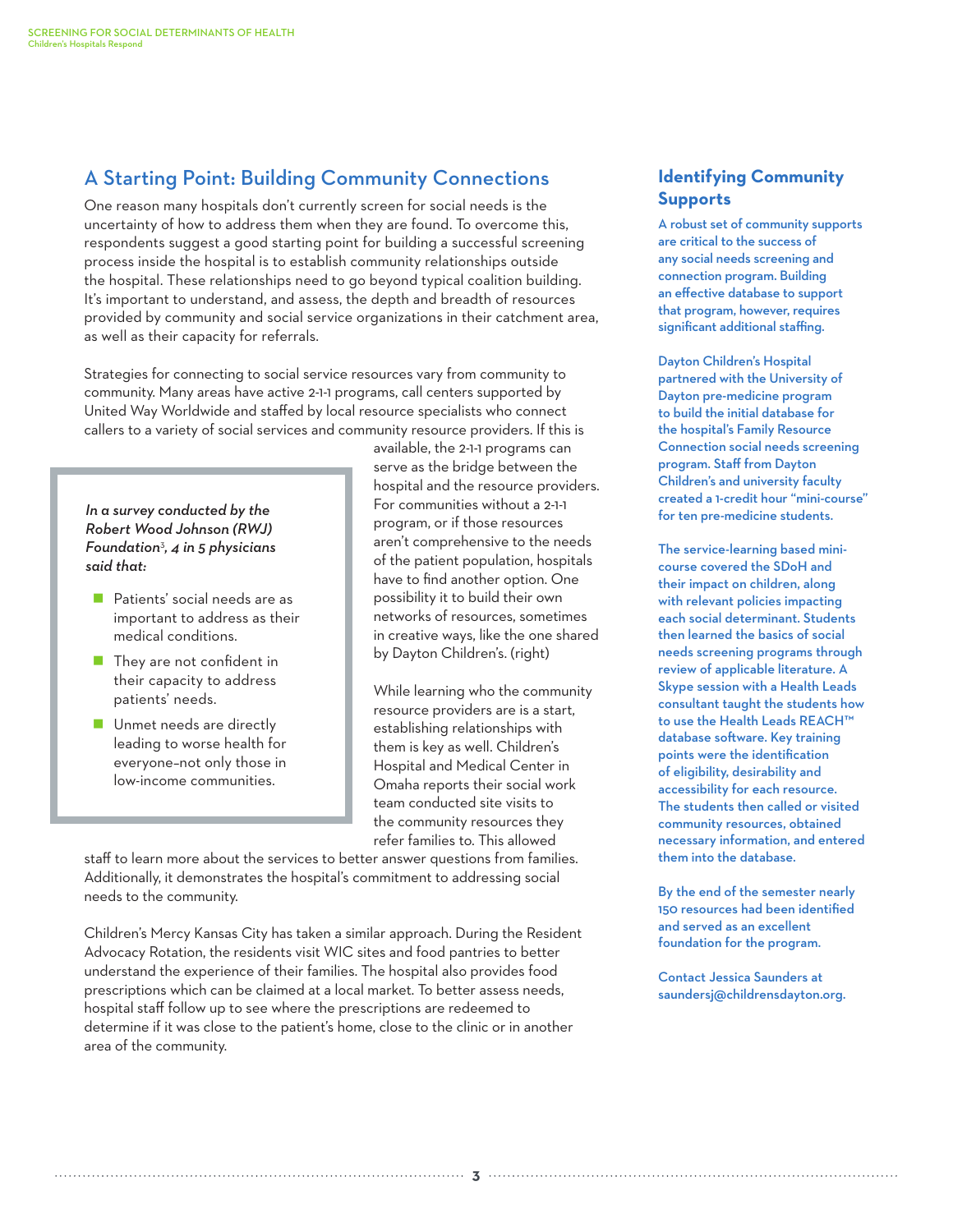## A Starting Point: Building Community Connections

One reason many hospitals don't currently screen for social needs is the uncertainty of how to address them when they are found. To overcome this, respondents suggest a good starting point for building a successful screening process inside the hospital is to establish community relationships outside the hospital. These relationships need to go beyond typical coalition building. It's important to understand, and assess, the depth and breadth of resources provided by community and social service organizations in their catchment area, as well as their capacity for referrals.

Strategies for connecting to social service resources vary from community to community. Many areas have active 2-1-1 programs, call centers supported by United Way Worldwide and staffed by local resource specialists who connect callers to a variety of social services and community resource providers. If this is available, the 2-1-1 programs can serve as the bridge between the hospital and the resource providers. For communities without a 2-1-1 program, or if those resources aren't comprehensive to the needs of the patient population, hospitals have to find another option. One possibility it to build their own networks of resources, sometimes in creative ways, like the one shared by Dayton Children's. (right)

*In a survey conducted by the Robert Wood Johnson (RWJ) Foundation[3], 4 in 5 physicians said that:*

- Patients' social needs are as important to address as their medical conditions.
- They are not confident in their capacity to address patients' needs.
- Unmet needs are directly leading to worse health for everyone–not only those in low-income communities.

While learning who the community resource providers are is a start, establishing relationships with them is key as well. Children's Hospital and Medical Center in Omaha reports their social work team conducted site visits to the community resources they refer families to. This allowed staff to learn more about the services to better answer questions from families. Additionally, it demonstrates the hospital's commitment to addressing social needs to the community.

Children's Mercy Kansas City has taken a similar approach. During the Resident Advocacy Rotation, the residents visit WIC sites and food pantries to better understand the experience of their families. The hospital also provides food prescriptions which can be claimed at a local market. To better assess needs, hospital staff follow up to see where the prescriptions are redeemed to determine if it was close to the patient's home, close to the clinic or in another area of the community.

### Identifying Community Supports

A robust set of community supports are critical to the success of any social needs screening and connection program. Building an effective database to support that program, however, requires significant additional staffing.

Dayton Children's Hospital partnered with the University of Dayton pre-medicine program to build the initial database for the hospital's Family Resource Connection social needs screening program. Staff from Dayton Children's and university faculty created a 1-credit hour "mini-course" for ten pre-medicine students.

The service-learning based mini-course covered the SDoH and their impact on children, along with relevant policies impacting each social determinant. Students then learned the basics of social needs screening programs through review of applicable literature. A Skype session with a Health Leads consultant taught the students how to use the Health Leads REACH™ database software. Key training points were the identification of eligibility, desirability and accessibility for each resource. The students then called or visited community resources, obtained necessary information, and entered them into the database.

By the end of the semester nearly 150 resources had been identified and served as an excellent foundation for the program.

Contact Jessica Saunders at saundersj@childrensdayton.org.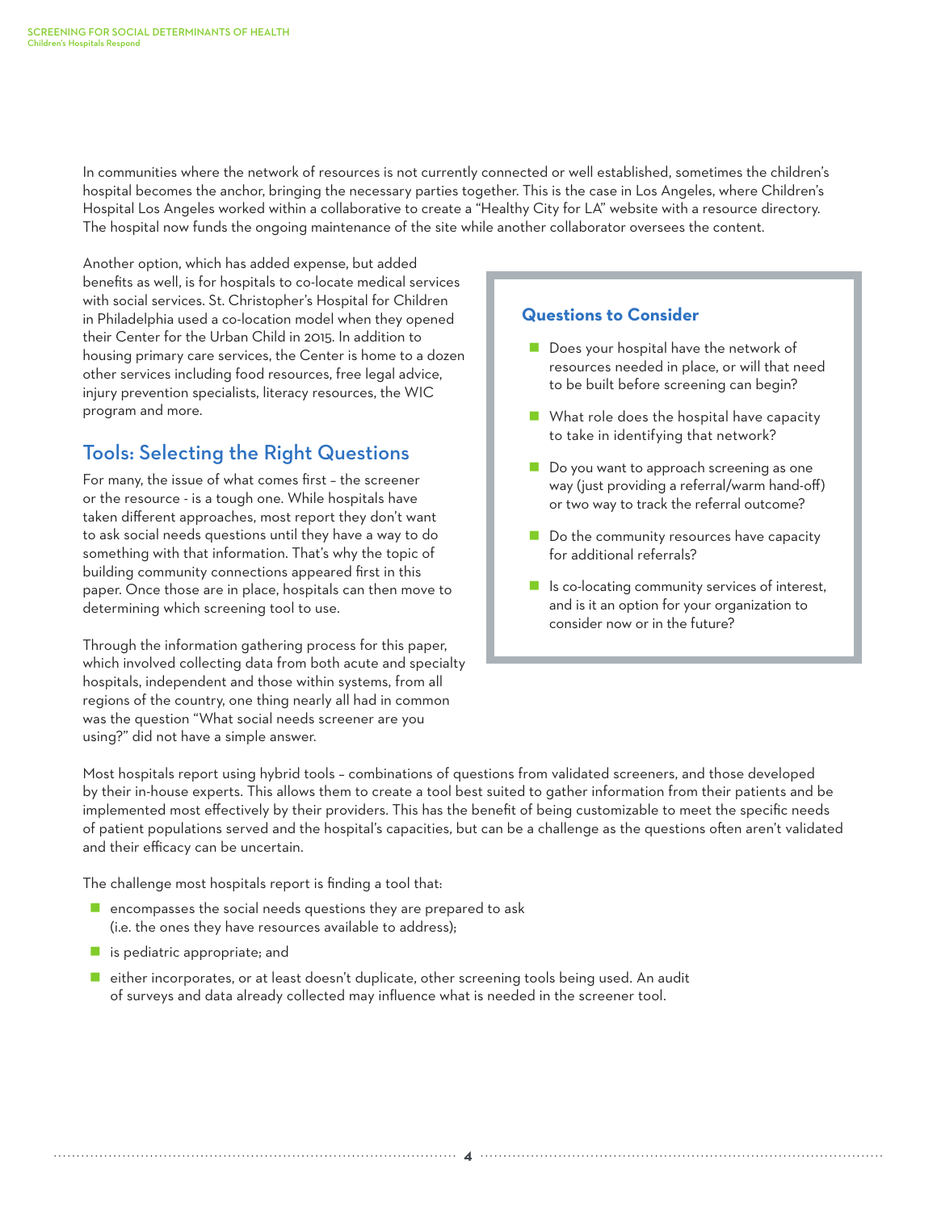In communities where the network of resources is not currently connected or well established, sometimes the children's hospital becomes the anchor, bringing the necessary parties together. This is the case in Los Angeles, where Children's Hospital Los Angeles worked within a collaborative to create a "Healthy City for LA" website with a resource directory. The hospital now funds the ongoing maintenance of the site while another collaborator oversees the content.

Another option, which has added expense, but added benefits as well, is for hospitals to co-locate medical services with social services. St. Christopher's Hospital for Children in Philadelphia used a co-location model when they opened their Center for the Urban Child in 2015. In addition to housing primary care services, the Center is home to a dozen other services including food resources, free legal advice, injury prevention specialists, literacy resources, the WIC program and more.

### Questions to Consider

- Does your hospital have the network of resources needed in place, or will that need to be built before screening can begin?
- What role does the hospital have capacity to take in identifying that network?
- Do you want to approach screening as one way (just providing a referral/warm hand-off) or two way to track the referral outcome?
- Do the community resources have capacity for additional referrals?
- Is co-locating community services of interest, and is it an option for your organization to consider now or in the future?

## Tools: Selecting the Right Questions

For many, the issue of what comes first – the screener or the resource - is a tough one. While hospitals have taken different approaches, most report they don't want to ask social needs questions until they have a way to do something with that information. That's why the topic of building community connections appeared first in this paper. Once those are in place, hospitals can then move to determining which screening tool to use.

Through the information gathering process for this paper, which involved collecting data from both acute and specialty hospitals, independent and those within systems, from all regions of the country, one thing nearly all had in common was the question "What social needs screener are you using?" did not have a simple answer.

Most hospitals report using hybrid tools – combinations of questions from validated screeners, and those developed by their in-house experts. This allows them to create a tool best suited to gather information from their patients and be implemented most effectively by their providers. This has the benefit of being customizable to meet the specific needs of patient populations served and the hospital's capacities, but can be a challenge as the questions often aren't validated and their efficacy can be uncertain.

The challenge most hospitals report is finding a tool that:

- encompasses the social needs questions they are prepared to ask (i.e. the ones they have resources available to address);
- is pediatric appropriate; and
- either incorporates, or at least doesn't duplicate, other screening tools being used. An audit of surveys and data already collected may influence what is needed in the screener tool.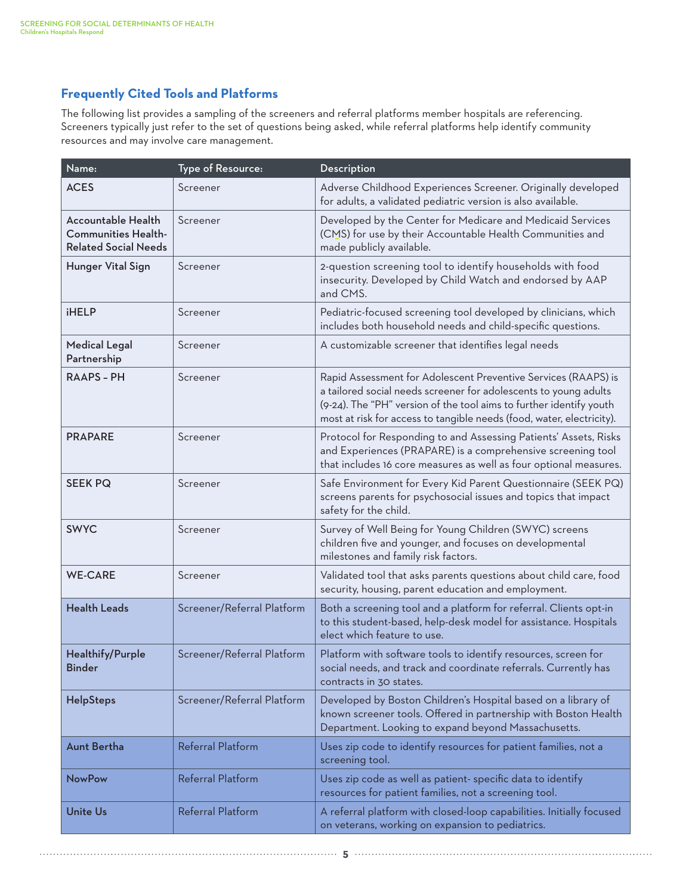## Frequently Cited Tools and Platforms

The following list provides a sampling of the screeners and referral platforms member hospitals are referencing. Screeners typically just refer to the set of questions being asked, while referral platforms help identify community resources and may involve care management.

| Name: | Type of Resource: | Description |
|---|---|---|
| **ACES** | Screener | Adverse Childhood Experiences Screener. Originally developed for adults, a validated pediatric version is also available. |
| **Accountable Health Communities Health-Related Social Needs** | Screener | Developed by the Center for Medicare and Medicaid Services (CMS) for use by their Accountable Health Communities and made publicly available. |
| **Hunger Vital Sign** | Screener | 2-question screening tool to identify households with food insecurity. Developed by Child Watch and endorsed by AAP and CMS. |
| **iHELP** | Screener | Pediatric-focused screening tool developed by clinicians, which includes both household needs and child-specific questions. |
| **Medical Legal Partnership** | Screener | A customizable screener that identifies legal needs |
| **RAAPS – PH** | Screener | Rapid Assessment for Adolescent Preventive Services (RAAPS) is a tailored social needs screener for adolescents to young adults (9-24). The "PH" version of the tool aims to further identify youth most at risk for access to tangible needs (food, water, electricity). |
| **PRAPARE** | Screener | Protocol for Responding to and Assessing Patients' Assets, Risks and Experiences (PRAPARE) is a comprehensive screening tool that includes 16 core measures as well as four optional measures. |
| **SEEK PQ** | Screener | Safe Environment for Every Kid Parent Questionnaire (SEEK PQ) screens parents for psychosocial issues and topics that impact safety for the child. |
| **SWYC** | Screener | Survey of Well Being for Young Children (SWYC) screens children five and younger, and focuses on developmental milestones and family risk factors. |
| **WE-CARE** | Screener | Validated tool that asks parents questions about child care, food security, housing, parent education and employment. |
| **Health Leads** | Screener/Referral Platform | Both a screening tool and a platform for referral. Clients opt-in to this student-based, help-desk model for assistance. Hospitals elect which feature to use. |
| **Healthify/Purple Binder** | Screener/Referral Platform | Platform with software tools to identify resources, screen for social needs, and track and coordinate referrals. Currently has contracts in 30 states. |
| **HelpSteps** | Screener/Referral Platform | Developed by Boston Children's Hospital based on a library of known screener tools. Offered in partnership with Boston Health Department. Looking to expand beyond Massachusetts. |
| **Aunt Bertha** | Referral Platform | Uses zip code to identify resources for patient families, not a screening tool. |
| **NowPow** | Referral Platform | Uses zip code as well as patient- specific data to identify resources for patient families, not a screening tool. |
| **Unite Us** | Referral Platform | A referral platform with closed-loop capabilities. Initially focused on veterans, working on expansion to pediatrics. |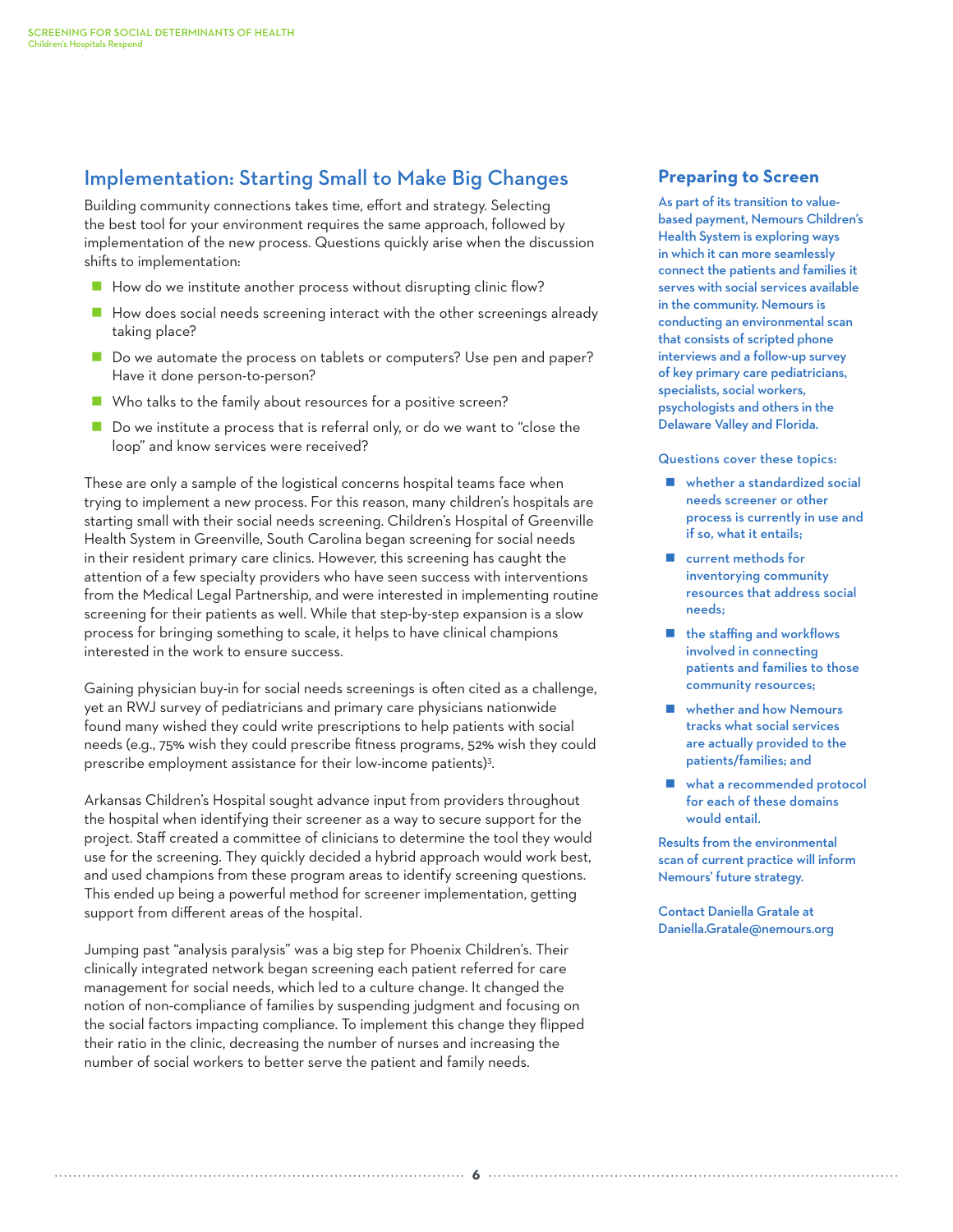## Implementation: Starting Small to Make Big Changes

Building community connections takes time, effort and strategy. Selecting the best tool for your environment requires the same approach, followed by implementation of the new process. Questions quickly arise when the discussion shifts to implementation:

- How do we institute another process without disrupting clinic flow?
- How does social needs screening interact with the other screenings already taking place?
- Do we automate the process on tablets or computers? Use pen and paper? Have it done person-to-person?
- Who talks to the family about resources for a positive screen?
- Do we institute a process that is referral only, or do we want to "close the loop" and know services were received?

These are only a sample of the logistical concerns hospital teams face when trying to implement a new process. For this reason, many children's hospitals are starting small with their social needs screening. Children's Hospital of Greenville Health System in Greenville, South Carolina began screening for social needs in their resident primary care clinics. However, this screening has caught the attention of a few specialty providers who have seen success with interventions from the Medical Legal Partnership, and were interested in implementing routine screening for their patients as well. While that step-by-step expansion is a slow process for bringing something to scale, it helps to have clinical champions interested in the work to ensure success.

Gaining physician buy-in for social needs screenings is often cited as a challenge, yet an RWJ survey of pediatricians and primary care physicians nationwide found many wished they could write prescriptions to help patients with social needs (e.g., 75% wish they could prescribe fitness programs, 52% wish they could prescribe employment assistance for their low-income patients)[3].

Arkansas Children's Hospital sought advance input from providers throughout the hospital when identifying their screener as a way to secure support for the project. Staff created a committee of clinicians to determine the tool they would use for the screening. They quickly decided a hybrid approach would work best, and used champions from these program areas to identify screening questions. This ended up being a powerful method for screener implementation, getting support from different areas of the hospital.

Jumping past "analysis paralysis" was a big step for Phoenix Children's. Their clinically integrated network began screening each patient referred for care management for social needs, which led to a culture change. It changed the notion of non-compliance of families by suspending judgment and focusing on the social factors impacting compliance. To implement this change they flipped their ratio in the clinic, decreasing the number of nurses and increasing the number of social workers to better serve the patient and family needs.

## Preparing to Screen

As part of its transition to value-based payment, Nemours Children's Health System is exploring ways in which it can more seamlessly connect the patients and families it serves with social services available in the community. Nemours is conducting an environmental scan that consists of scripted phone interviews and a follow-up survey of key primary care pediatricians, specialists, social workers, psychologists and others in the Delaware Valley and Florida.

Questions cover these topics:

- whether a standardized social needs screener or other process is currently in use and if so, what it entails;
- current methods for inventorying community resources that address social needs;
- the staffing and workflows involved in connecting patients and families to those community resources;
- whether and how Nemours tracks what social services are actually provided to the patients/families; and
- what a recommended protocol for each of these domains would entail.

Results from the environmental scan of current practice will inform Nemours' future strategy.

Contact Daniella Gratale at Daniella.Gratale@nemours.org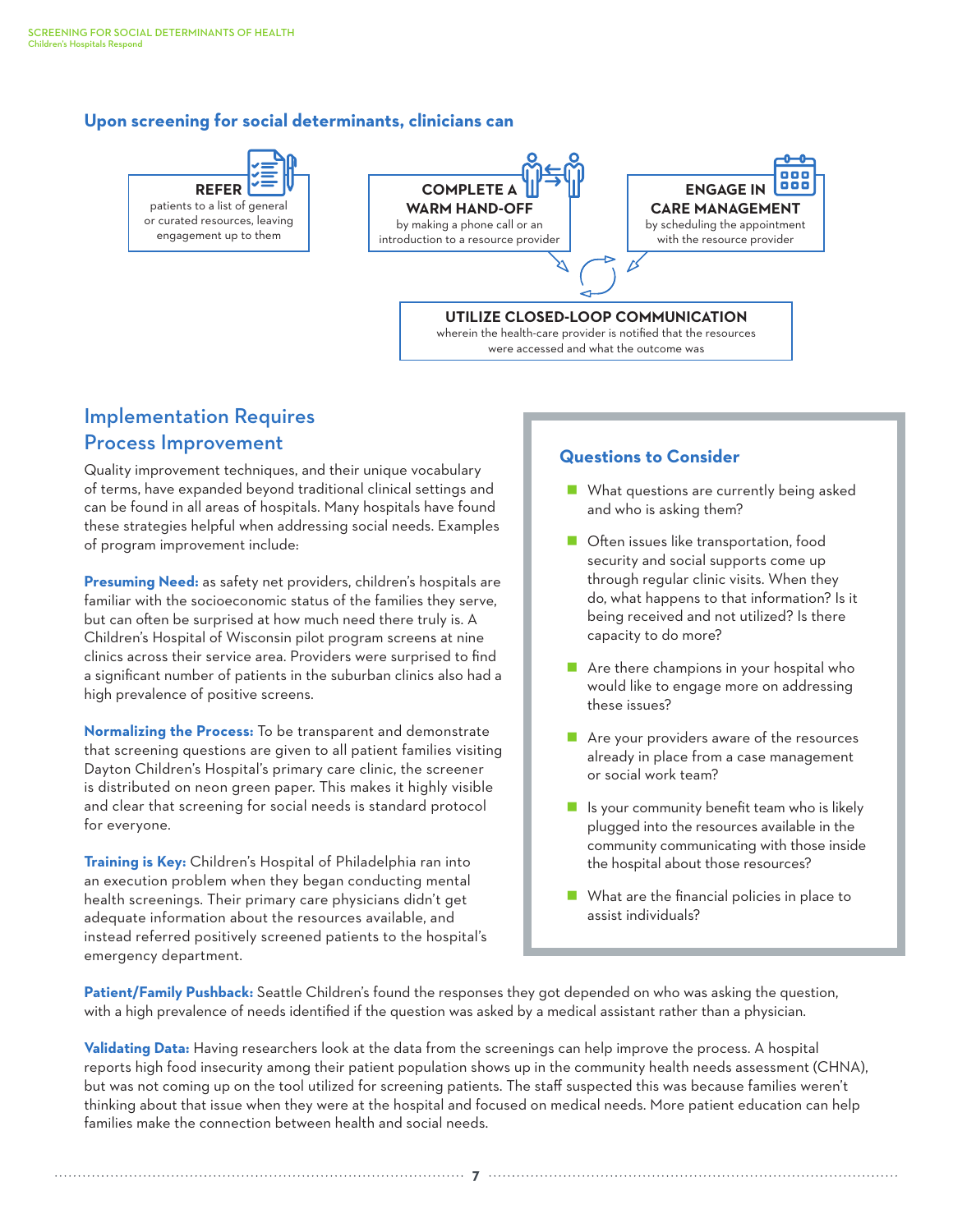### Upon screening for social determinants, clinicians can

**REFER** patients to a list of general or curated resources, leaving engagement up to them

**COMPLETE A WARM HAND-OFF** by making a phone call or an introduction to a resource provider

**ENGAGE IN CARE MANAGEMENT** by scheduling the appointment with the resource provider

**UTILIZE CLOSED-LOOP COMMUNICATION** wherein the health-care provider is notified that the resources were accessed and what the outcome was

## Implementation Requires Process Improvement

Quality improvement techniques, and their unique vocabulary of terms, have expanded beyond traditional clinical settings and can be found in all areas of hospitals. Many hospitals have found these strategies helpful when addressing social needs. Examples of program improvement include:

**Presuming Need:** as safety net providers, children's hospitals are familiar with the socioeconomic status of the families they serve, but can often be surprised at how much need there truly is. A Children's Hospital of Wisconsin pilot program screens at nine clinics across their service area. Providers were surprised to find a significant number of patients in the suburban clinics also had a high prevalence of positive screens.

**Normalizing the Process:** To be transparent and demonstrate that screening questions are given to all patient families visiting Dayton Children's Hospital's primary care clinic, the screener is distributed on neon green paper. This makes it highly visible and clear that screening for social needs is standard protocol for everyone.

**Training is Key:** Children's Hospital of Philadelphia ran into an execution problem when they began conducting mental health screenings. Their primary care physicians didn't get adequate information about the resources available, and instead referred positively screened patients to the hospital's emergency department.

**Patient/Family Pushback:** Seattle Children's found the responses they got depended on who was asking the question, with a high prevalence of needs identified if the question was asked by a medical assistant rather than a physician.

**Validating Data:** Having researchers look at the data from the screenings can help improve the process. A hospital reports high food insecurity among their patient population shows up in the community health needs assessment (CHNA), but was not coming up on the tool utilized for screening patients. The staff suspected this was because families weren't thinking about that issue when they were at the hospital and focused on medical needs. More patient education can help families make the connection between health and social needs.

### Questions to Consider

- What questions are currently being asked and who is asking them?
- Often issues like transportation, food security and social supports come up through regular clinic visits. When they do, what happens to that information? Is it being received and not utilized? Is there capacity to do more?
- Are there champions in your hospital who would like to engage more on addressing these issues?
- Are your providers aware of the resources already in place from a case management or social work team?
- Is your community benefit team who is likely plugged into the resources available in the community communicating with those inside the hospital about those resources?
- What are the financial policies in place to assist individuals?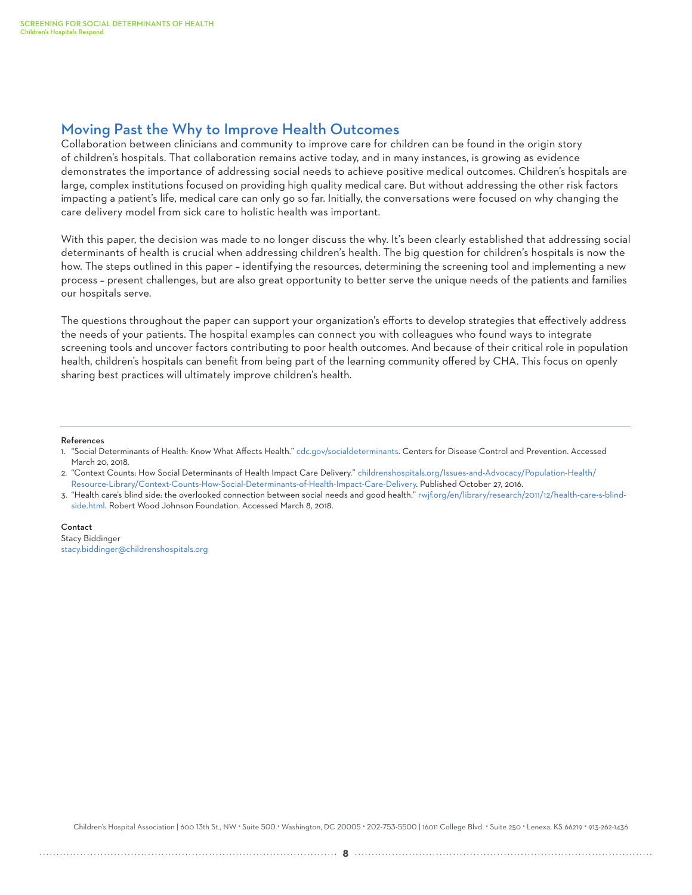## Moving Past the Why to Improve Health Outcomes

Collaboration between clinicians and community to improve care for children can be found in the origin story of children's hospitals. That collaboration remains active today, and in many instances, is growing as evidence demonstrates the importance of addressing social needs to achieve positive medical outcomes. Children's hospitals are large, complex institutions focused on providing high quality medical care. But without addressing the other risk factors impacting a patient's life, medical care can only go so far. Initially, the conversations were focused on why changing the care delivery model from sick care to holistic health was important.

With this paper, the decision was made to no longer discuss the why. It's been clearly established that addressing social determinants of health is crucial when addressing children's health. The big question for children's hospitals is now the how. The steps outlined in this paper – identifying the resources, determining the screening tool and implementing a new process – present challenges, but are also great opportunity to better serve the unique needs of the patients and families our hospitals serve.

The questions throughout the paper can support your organization's efforts to develop strategies that effectively address the needs of your patients. The hospital examples can connect you with colleagues who found ways to integrate screening tools and uncover factors contributing to poor health outcomes. And because of their critical role in population health, children's hospitals can benefit from being part of the learning community offered by CHA. This focus on openly sharing best practices will ultimately improve children's health.

---

**References**

1. "Social Determinants of Health: Know What Affects Health." cdc.gov/socialdeterminants. Centers for Disease Control and Prevention. Accessed March 20, 2018.
2. "Context Counts: How Social Determinants of Health Impact Care Delivery." childrenshospitals.org/Issues-and-Advocacy/Population-Health/Resource-Library/Context-Counts-How-Social-Determinants-of-Health-Impact-Care-Delivery. Published October 27, 2016.
3. "Health care's blind side: the overlooked connection between social needs and good health." rwjf.org/en/library/research/2011/12/health-care-s-blind-side.html. Robert Wood Johnson Foundation. Accessed March 8, 2018.

**Contact**
Stacy Biddinger
stacy.biddinger@childrenshospitals.org

Children's Hospital Association | 600 13th St., NW • Suite 500 • Washington, DC 20005 • 202-753-5500 | 16011 College Blvd. • Suite 250 • Lenexa, KS 66219 • 913-262-1436